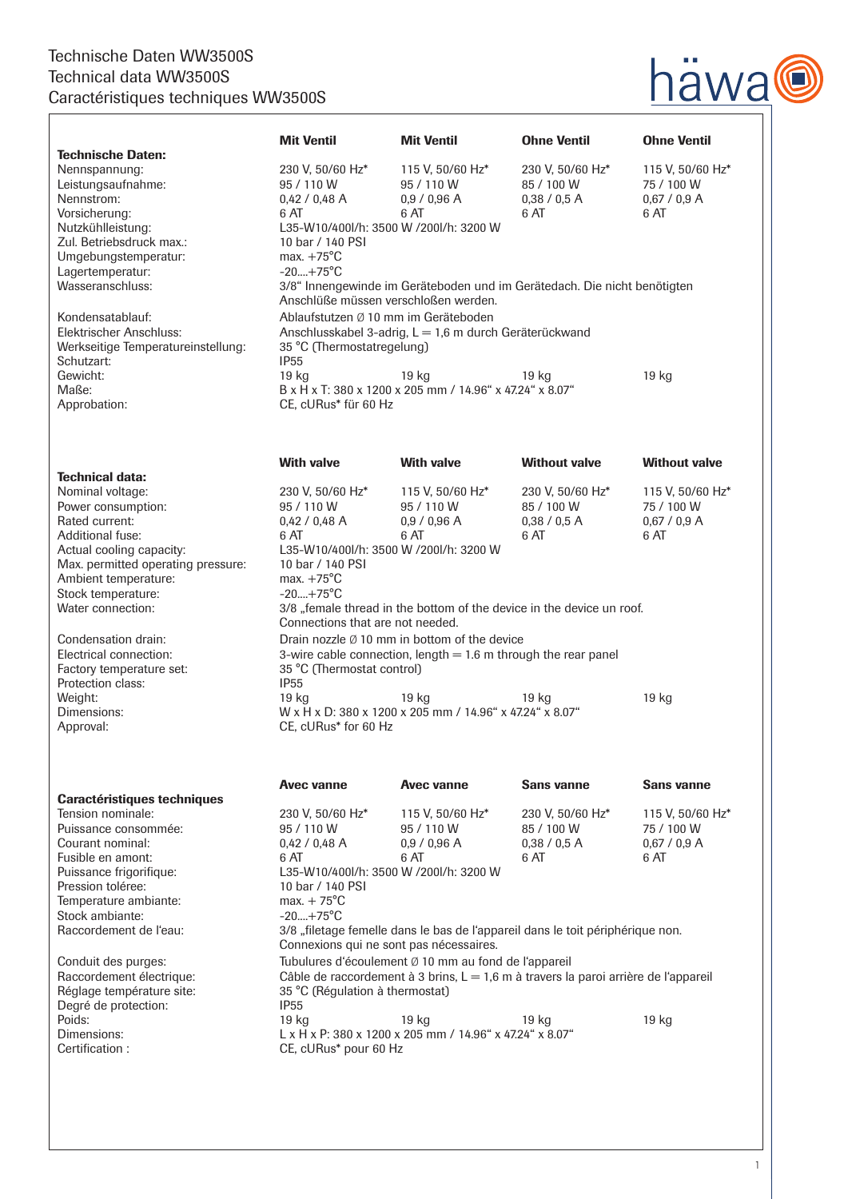# Technische Daten WW3500S
# Technical data WW3500S
# Caractéristiques techniques WW3500S

| **Technische Daten:** | **Mit Ventil** | **Mit Ventil** | **Ohne Ventil** | **Ohne Ventil** |
|---|---|---|---|---|
| Nennspannung: | 230 V, 50/60 Hz* | 115 V, 50/60 Hz* | 230 V, 50/60 Hz* | 115 V, 50/60 Hz* |
| Leistungsaufnahme: | 95 / 110 W | 95 / 110 W | 85 / 100 W | 75 / 100 W |
| Nennstrom: | 0,42 / 0,48 A | 0,9 / 0,96 A | 0,38 / 0,5 A | 0,67 / 0,9 A |
| Vorsicherung: | 6 AT | 6 AT | 6 AT | 6 AT |
| Nutzkühlleistung: | L35-W10/400l/h: 3500 W /200l/h: 3200 W | | | |
| Zul. Betriebsdruck max.: | 10 bar / 140 PSI | | | |
| Umgebungstemperatur: | max. +75°C | | | |
| Lagertemperatur: | -20....+75°C | | | |
| Wasseranschluss: | 3/8" Innengewinde im Geräteboden und im Gerätedach. Die nicht benötigten Anschlüße müssen verschloßen werden. | | | |
| Kondensatablauf: | Ablaufstutzen Ø 10 mm im Geräteboden | | | |
| Elektrischer Anschluss: | Anschlusskabel 3-adrig, L = 1,6 m durch Geräterückwand | | | |
| Werkseitige Temperatureinstellung: | 35 °C (Thermostatregelung) | | | |
| Schutzart: | IP55 | | | |
| Gewicht: | 19 kg | 19 kg | 19 kg | 19 kg |
| Maße: | B x H x T: 380 x 1200 x 205 mm / 14.96" x 47.24" x 8.07" | | | |
| Approbation: | CE, cURus* für 60 Hz | | | |

| **Technical data:** | **With valve** | **With valve** | **Without valve** | **Without valve** |
|---|---|---|---|---|
| Nominal voltage: | 230 V, 50/60 Hz* | 115 V, 50/60 Hz* | 230 V, 50/60 Hz* | 115 V, 50/60 Hz* |
| Power consumption: | 95 / 110 W | 95 / 110 W | 85 / 100 W | 75 / 100 W |
| Rated current: | 0,42 / 0,48 A | 0,9 / 0,96 A | 0,38 / 0,5 A | 0,67 / 0,9 A |
| Additional fuse: | 6 AT | 6 AT | 6 AT | 6 AT |
| Actual cooling capacity: | L35-W10/400l/h: 3500 W /200l/h: 3200 W | | | |
| Max. permitted operating pressure: | 10 bar / 140 PSI | | | |
| Ambient temperature: | max. +75°C | | | |
| Stock temperature: | -20....+75°C | | | |
| Water connection: | 3/8 „female thread in the bottom of the device in the device un roof. Connections that are not needed. | | | |
| Condensation drain: | Drain nozzle Ø 10 mm in bottom of the device | | | |
| Electrical connection: | 3-wire cable connection, length = 1.6 m through the rear panel | | | |
| Factory temperature set: | 35 °C (Thermostat control) | | | |
| Protection class: | IP55 | | | |
| Weight: | 19 kg | 19 kg | 19 kg | 19 kg |
| Dimensions: | W x H x D: 380 x 1200 x 205 mm / 14.96" x 47.24" x 8.07" | | | |
| Approval: | CE, cURus* for 60 Hz | | | |

| **Caractéristiques techniques** | **Avec vanne** | **Avec vanne** | **Sans vanne** | **Sans vanne** |
|---|---|---|---|---|
| Tension nominale: | 230 V, 50/60 Hz* | 115 V, 50/60 Hz* | 230 V, 50/60 Hz* | 115 V, 50/60 Hz* |
| Puissance consommée: | 95 / 110 W | 95 / 110 W | 85 / 100 W | 75 / 100 W |
| Courant nominal: | 0,42 / 0,48 A | 0,9 / 0,96 A | 0,38 / 0,5 A | 0,67 / 0,9 A |
| Fusible en amont: | 6 AT | 6 AT | 6 AT | 6 AT |
| Puissance frigorifique: | L35-W10/400l/h: 3500 W /200l/h: 3200 W | | | |
| Pression tolérée: | 10 bar / 140 PSI | | | |
| Temperature ambiante: | max. + 75°C | | | |
| Stock ambiante: | -20....+75°C | | | |
| Raccordement de l'eau: | 3/8 „filetage femelle dans le bas de l'appareil dans le toit périphérique non. Connexions qui ne sont pas nécessaires. | | | |
| Conduit des purges: | Tubulures d'écoulement Ø 10 mm au fond de l'appareil | | | |
| Raccordement électrique: | Câble de raccordement à 3 brins, L = 1,6 m à travers la paroi arrière de l'appareil | | | |
| Réglage température site: | 35 °C (Régulation à thermostat) | | | |
| Degré de protection: | IP55 | | | |
| Poids: | 19 kg | 19 kg | 19 kg | 19 kg |
| Dimensions: | L x H x P: 380 x 1200 x 205 mm / 14.96" x 47.24" x 8.07" | | | |
| Certification : | CE, cURus* pour 60 Hz | | | |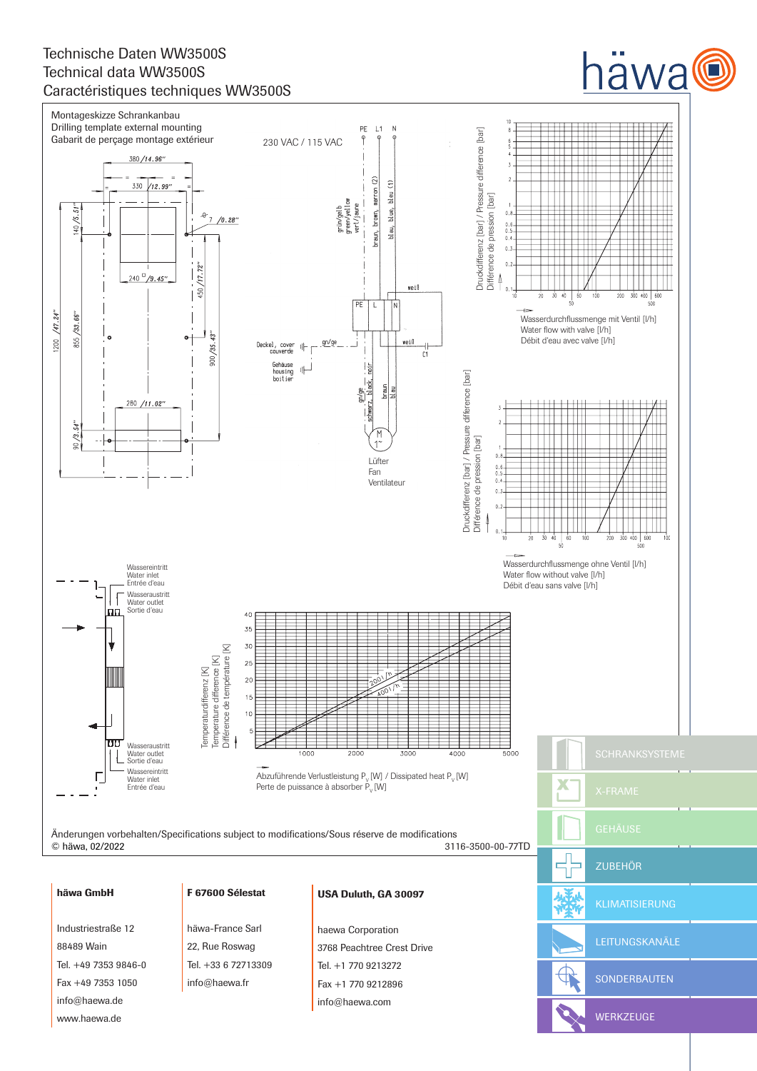# Technische Daten WW3500S
# Technical data WW3500S
# Caractéristiques techniques WW3500S

Montageskizze Schrankanbau
Drilling template external mounting
Gabarit de perçage montage extérieur

380 /14.96"
330 /12.99"
7 /0.28"
240 □ /9.45"
140 /5.51"
450 /17.72"
1200 /47.24"
855 /33.66"
900 /35.43"
280 /11.02"
90 /3.54"

230 VAC / 115 VAC

PE L1 N

grün/gelb green/yellow vert/jaune
braun, brown, marron (2)
blau, blue, bleu (1)
weiß
PE L N
Deckel, cover couvercle
gn/ge
Gehäuse housing boîtier
weiß
C1
gn/ge
schwarz, black, noir
braun
blau
M 1~

Lüfter
Fan
Ventilateur

Druckdifferenz [bar] / Pressure difference [bar]
Différence de pression [bar]

Wasserdurchflussmenge mit Ventil [l/h]
Water flow with valve [l/h]
Débit d'eau avec valve [l/h]

Wasserdurchflussmenge ohne Ventil [l/h]
Water flow without valve [l/h]
Débit d'eau sans valve [l/h]

Wassereintritt
Water inlet
Entrée d'eau

Wasseraustritt
Water outlet
Sortie d'eau

Temperaturdifferenz [K]
Temperature difference [K]
Différence de température [K]

200 l/h
400 l/h

Abzuführende Verlustleistung $P_v$ [W] / Dissipated heat $P_v$ [W]
Perte de puissance à absorber $P_v$ [W]

Änderungen vorbehalten/Specifications subject to modifications/Sous réserve de modifications
© häwa, 02/2022

3116-3500-00-77TD

SCHRANKSYSTEME
X-FRAME
GEHÄUSE
ZUBEHÖR
KLIMATISIERUNG
LEITUNGSKANÄLE
SONDERBAUTEN
WERKZEUGE

**häwa GmbH**

Industriestraße 12
88489 Wain
Tel. +49 7353 9846-0
Fax +49 7353 1050
info@haewa.de
www.haewa.de

**F 67600 Sélestat**

häwa-France Sarl
22, Rue Roswag
Tel. +33 6 72713309
info@haewa.fr

**USA Duluth, GA 30097**

haewa Corporation
3768 Peachtree Crest Drive
Tel. +1 770 9213272
Fax +1 770 9212896
info@haewa.com